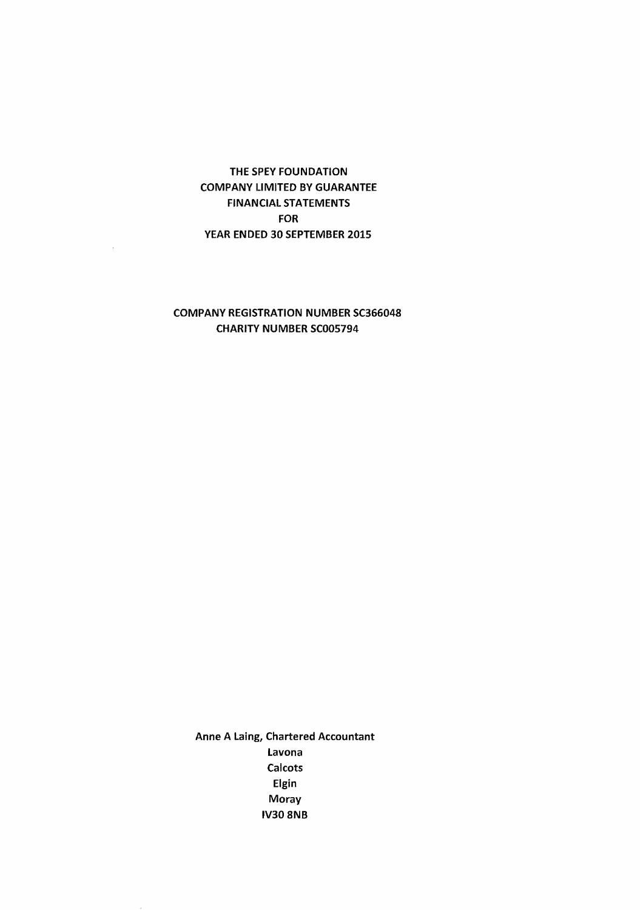# THE SPEY FOUNDATION
# COMPANY LIMITED BY GUARANTEE
# FINANCIAL STATEMENTS
# FOR
# YEAR ENDED 30 SEPTEMBER 2015

**COMPANY REGISTRATION NUMBER SC366048**
**CHARITY NUMBER SC005794**

**Anne A Laing, Chartered Accountant**
**Lavona**
**Calcots**
**Elgin**
**Moray**
**IV30 8NB**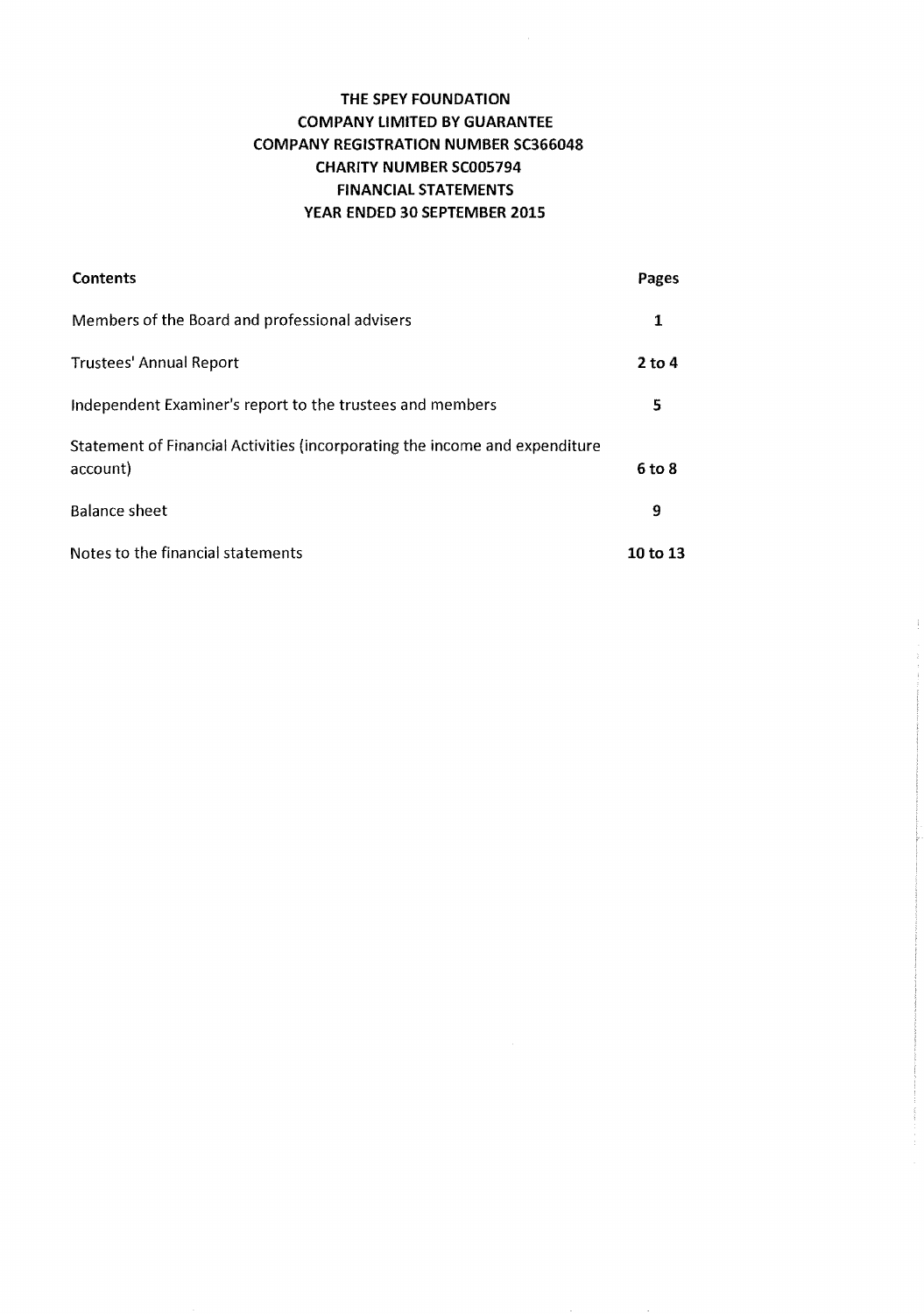# THE SPEY FOUNDATION
## COMPANY LIMITED BY GUARANTEE
## COMPANY REGISTRATION NUMBER SC366048
## CHARITY NUMBER SC005794
## FINANCIAL STATEMENTS
## YEAR ENDED 30 SEPTEMBER 2015

| Contents | Pages |
|---|---|
| Members of the Board and professional advisers | **1** |
| Trustees' Annual Report | **2 to 4** |
| Independent Examiner's report to the trustees and members | **5** |
| Statement of Financial Activities (incorporating the income and expenditure account) | **6 to 8** |
| Balance sheet | **9** |
| Notes to the financial statements | **10 to 13** |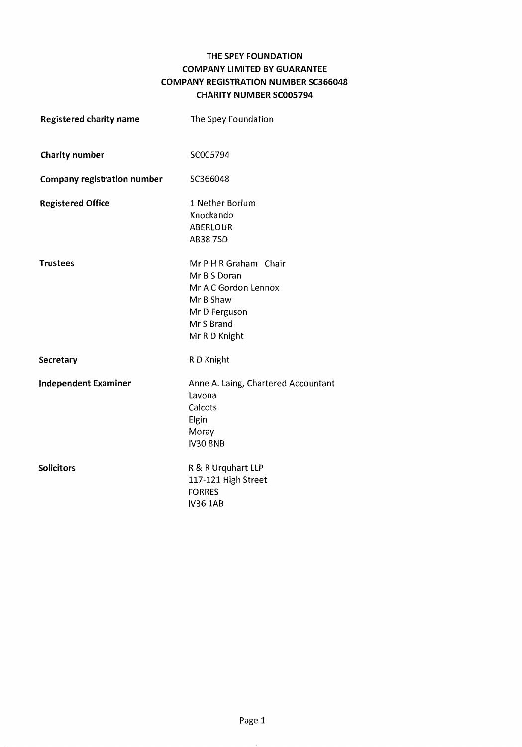# THE SPEY FOUNDATION
## COMPANY LIMITED BY GUARANTEE
## COMPANY REGISTRATION NUMBER SC366048
## CHARITY NUMBER SC005794

| | |
|---|---|
| **Registered charity name** | The Spey Foundation |
| **Charity number** | SC005794 |
| **Company registration number** | SC366048 |
| **Registered Office** | 1 Nether Borlum<br>Knockando<br>ABERLOUR<br>AB38 7SD |
| **Trustees** | Mr P H R Graham Chair<br>Mr B S Doran<br>Mr A C Gordon Lennox<br>Mr B Shaw<br>Mr D Ferguson<br>Mr S Brand<br>Mr R D Knight |
| **Secretary** | R D Knight |
| **Independent Examiner** | Anne A. Laing, Chartered Accountant<br>Lavona<br>Calcots<br>Elgin<br>Moray<br>IV30 8NB |
| **Solicitors** | R & R Urquhart LLP<br>117-121 High Street<br>FORRES<br>IV36 1AB |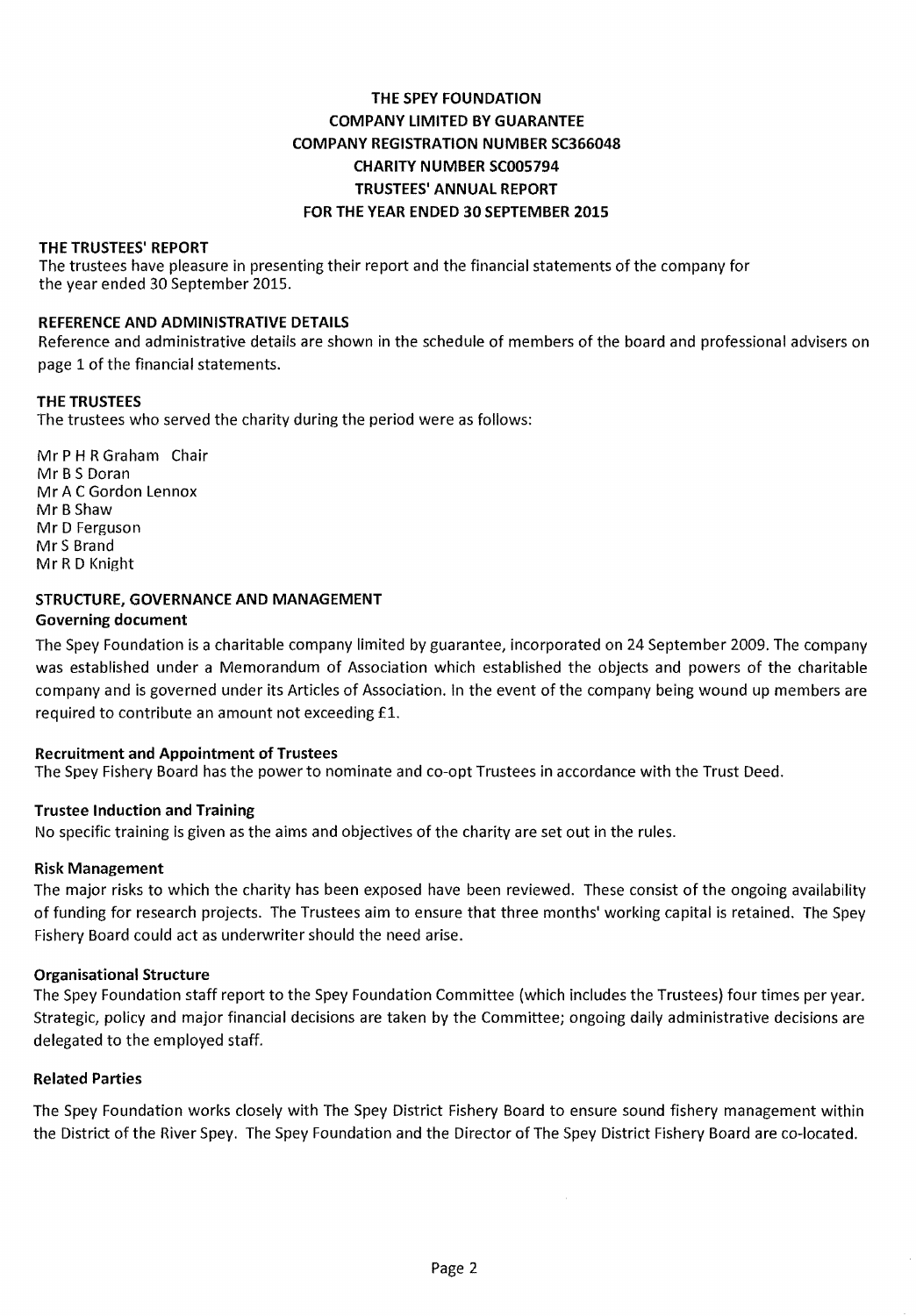# THE SPEY FOUNDATION
# COMPANY LIMITED BY GUARANTEE
# COMPANY REGISTRATION NUMBER SC366048
# CHARITY NUMBER SC005794
# TRUSTEES' ANNUAL REPORT
# FOR THE YEAR ENDED 30 SEPTEMBER 2015

## THE TRUSTEES' REPORT

The trustees have pleasure in presenting their report and the financial statements of the company for the year ended 30 September 2015.

## REFERENCE AND ADMINISTRATIVE DETAILS

Reference and administrative details are shown in the schedule of members of the board and professional advisers on page 1 of the financial statements.

## THE TRUSTEES

The trustees who served the charity during the period were as follows:

Mr P H R Graham Chair
Mr B S Doran
Mr A C Gordon Lennox
Mr B Shaw
Mr D Ferguson
Mr S Brand
Mr R D Knight

## STRUCTURE, GOVERNANCE AND MANAGEMENT

### Governing document

The Spey Foundation is a charitable company limited by guarantee, incorporated on 24 September 2009. The company was established under a Memorandum of Association which established the objects and powers of the charitable company and is governed under its Articles of Association. In the event of the company being wound up members are required to contribute an amount not exceeding £1.

### Recruitment and Appointment of Trustees

The Spey Fishery Board has the power to nominate and co-opt Trustees in accordance with the Trust Deed.

### Trustee Induction and Training

No specific training is given as the aims and objectives of the charity are set out in the rules.

### Risk Management

The major risks to which the charity has been exposed have been reviewed. These consist of the ongoing availability of funding for research projects. The Trustees aim to ensure that three months' working capital is retained. The Spey Fishery Board could act as underwriter should the need arise.

### Organisational Structure

The Spey Foundation staff report to the Spey Foundation Committee (which includes the Trustees) four times per year. Strategic, policy and major financial decisions are taken by the Committee; ongoing daily administrative decisions are delegated to the employed staff.

### Related Parties

The Spey Foundation works closely with The Spey District Fishery Board to ensure sound fishery management within the District of the River Spey. The Spey Foundation and the Director of The Spey District Fishery Board are co-located.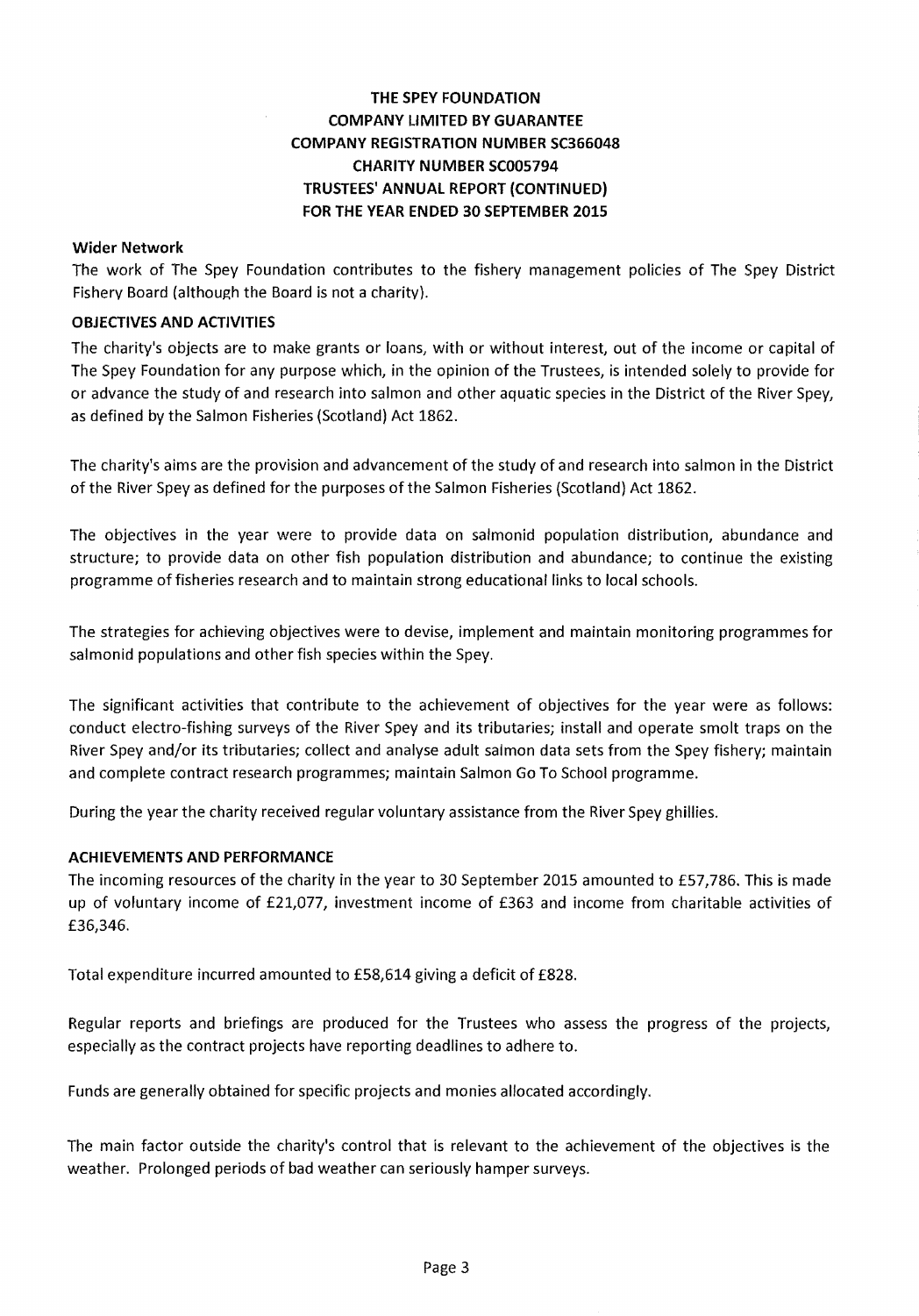**THE SPEY FOUNDATION**
**COMPANY LIMITED BY GUARANTEE**
**COMPANY REGISTRATION NUMBER SC366048**
**CHARITY NUMBER SC005794**
**TRUSTEES' ANNUAL REPORT (CONTINUED)**
**FOR THE YEAR ENDED 30 SEPTEMBER 2015**

### Wider Network

The work of The Spey Foundation contributes to the fishery management policies of The Spey District Fishery Board (although the Board is not a charity).

### OBJECTIVES AND ACTIVITIES

The charity's objects are to make grants or loans, with or without interest, out of the income or capital of The Spey Foundation for any purpose which, in the opinion of the Trustees, is intended solely to provide for or advance the study of and research into salmon and other aquatic species in the District of the River Spey, as defined by the Salmon Fisheries (Scotland) Act 1862.

The charity's aims are the provision and advancement of the study of and research into salmon in the District of the River Spey as defined for the purposes of the Salmon Fisheries (Scotland) Act 1862.

The objectives in the year were to provide data on salmonid population distribution, abundance and structure; to provide data on other fish population distribution and abundance; to continue the existing programme of fisheries research and to maintain strong educational links to local schools.

The strategies for achieving objectives were to devise, implement and maintain monitoring programmes for salmonid populations and other fish species within the Spey.

The significant activities that contribute to the achievement of objectives for the year were as follows: conduct electro-fishing surveys of the River Spey and its tributaries; install and operate smolt traps on the River Spey and/or its tributaries; collect and analyse adult salmon data sets from the Spey fishery; maintain and complete contract research programmes; maintain Salmon Go To School programme.

During the year the charity received regular voluntary assistance from the River Spey ghillies.

### ACHIEVEMENTS AND PERFORMANCE

The incoming resources of the charity in the year to 30 September 2015 amounted to £57,786. This is made up of voluntary income of £21,077, investment income of £363 and income from charitable activities of £36,346.

Total expenditure incurred amounted to £58,614 giving a deficit of £828.

Regular reports and briefings are produced for the Trustees who assess the progress of the projects, especially as the contract projects have reporting deadlines to adhere to.

Funds are generally obtained for specific projects and monies allocated accordingly.

The main factor outside the charity's control that is relevant to the achievement of the objectives is the weather. Prolonged periods of bad weather can seriously hamper surveys.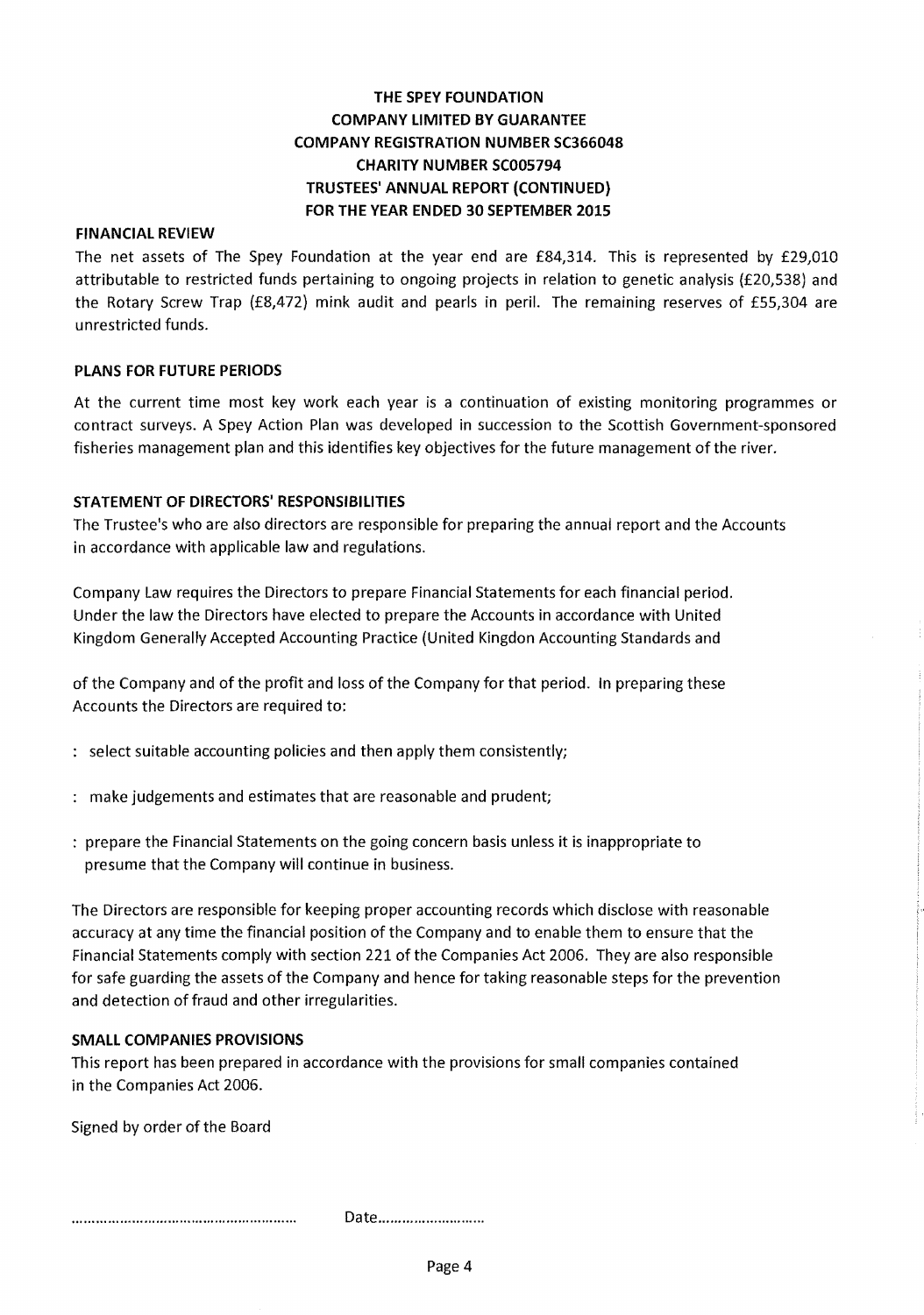**THE SPEY FOUNDATION**
**COMPANY LIMITED BY GUARANTEE**
**COMPANY REGISTRATION NUMBER SC366048**
**CHARITY NUMBER SC005794**
**TRUSTEES' ANNUAL REPORT (CONTINUED)**
**FOR THE YEAR ENDED 30 SEPTEMBER 2015**

## FINANCIAL REVIEW

The net assets of The Spey Foundation at the year end are £84,314. This is represented by £29,010 attributable to restricted funds pertaining to ongoing projects in relation to genetic analysis (£20,538) and the Rotary Screw Trap (£8,472) mink audit and pearls in peril. The remaining reserves of £55,304 are unrestricted funds.

## PLANS FOR FUTURE PERIODS

At the current time most key work each year is a continuation of existing monitoring programmes or contract surveys. A Spey Action Plan was developed in succession to the Scottish Government-sponsored fisheries management plan and this identifies key objectives for the future management of the river.

## STATEMENT OF DIRECTORS' RESPONSIBILITIES

The Trustee's who are also directors are responsible for preparing the annual report and the Accounts in accordance with applicable law and regulations.

Company Law requires the Directors to prepare Financial Statements for each financial period. Under the law the Directors have elected to prepare the Accounts in accordance with United Kingdom Generally Accepted Accounting Practice (United Kingdon Accounting Standards and

of the Company and of the profit and loss of the Company for that period. In preparing these Accounts the Directors are required to:

: select suitable accounting policies and then apply them consistently;

: make judgements and estimates that are reasonable and prudent;

: prepare the Financial Statements on the going concern basis unless it is inappropriate to presume that the Company will continue in business.

The Directors are responsible for keeping proper accounting records which disclose with reasonable accuracy at any time the financial position of the Company and to enable them to ensure that the Financial Statements comply with section 221 of the Companies Act 2006. They are also responsible for safe guarding the assets of the Company and hence for taking reasonable steps for the prevention and detection of fraud and other irregularities.

## SMALL COMPANIES PROVISIONS

This report has been prepared in accordance with the provisions for small companies contained in the Companies Act 2006.

Signed by order of the Board

.................................................... Date.........................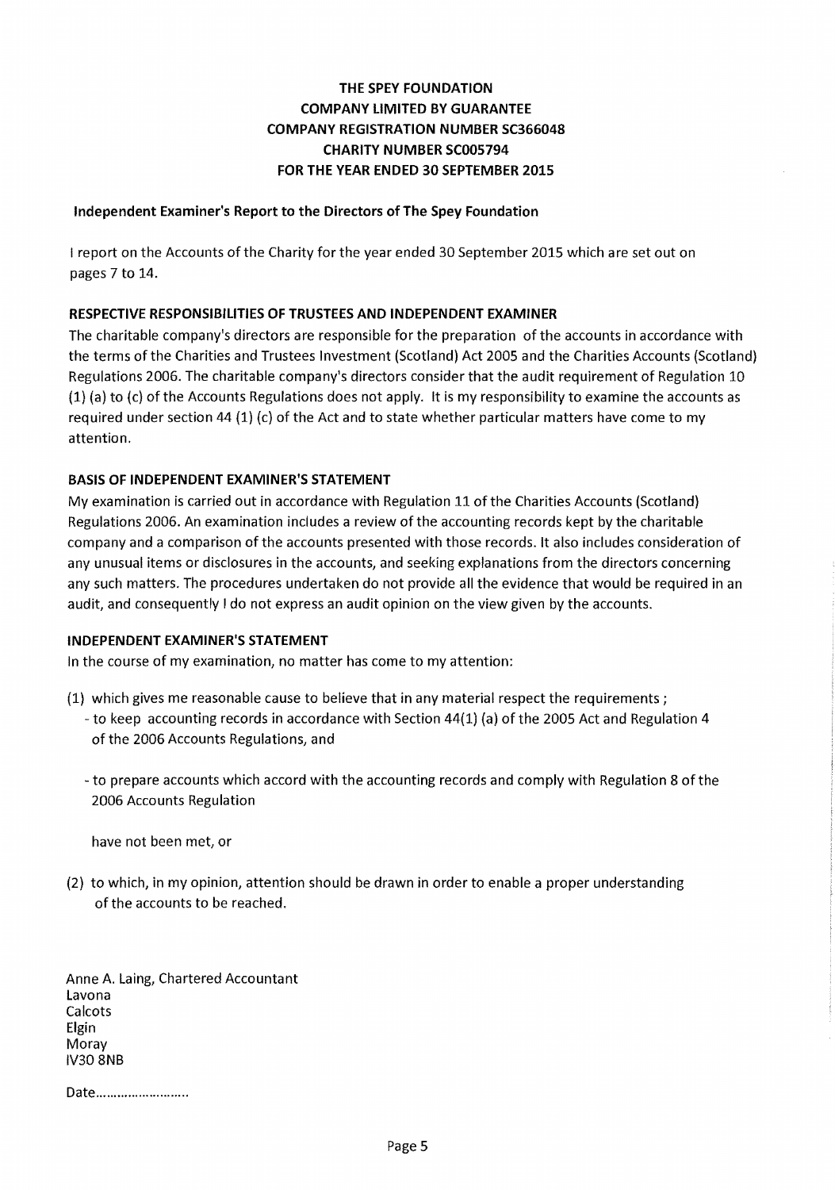**THE SPEY FOUNDATION**
**COMPANY LIMITED BY GUARANTEE**
**COMPANY REGISTRATION NUMBER SC366048**
**CHARITY NUMBER SC005794**
**FOR THE YEAR ENDED 30 SEPTEMBER 2015**

## Independent Examiner's Report to the Directors of The Spey Foundation

I report on the Accounts of the Charity for the year ended 30 September 2015 which are set out on pages 7 to 14.

### RESPECTIVE RESPONSIBILITIES OF TRUSTEES AND INDEPENDENT EXAMINER

The charitable company's directors are responsible for the preparation of the accounts in accordance with the terms of the Charities and Trustees Investment (Scotland) Act 2005 and the Charities Accounts (Scotland) Regulations 2006. The charitable company's directors consider that the audit requirement of Regulation 10 (1) (a) to (c) of the Accounts Regulations does not apply. It is my responsibility to examine the accounts as required under section 44 (1) (c) of the Act and to state whether particular matters have come to my attention.

### BASIS OF INDEPENDENT EXAMINER'S STATEMENT

My examination is carried out in accordance with Regulation 11 of the Charities Accounts (Scotland) Regulations 2006. An examination includes a review of the accounting records kept by the charitable company and a comparison of the accounts presented with those records. It also includes consideration of any unusual items or disclosures in the accounts, and seeking explanations from the directors concerning any such matters. The procedures undertaken do not provide all the evidence that would be required in an audit, and consequently I do not express an audit opinion on the view given by the accounts.

### INDEPENDENT EXAMINER'S STATEMENT

In the course of my examination, no matter has come to my attention:

(1) which gives me reasonable cause to believe that in any material respect the requirements ;

- to keep accounting records in accordance with Section 44(1) (a) of the 2005 Act and Regulation 4 of the 2006 Accounts Regulations, and

- to prepare accounts which accord with the accounting records and comply with Regulation 8 of the 2006 Accounts Regulation

have not been met, or

(2) to which, in my opinion, attention should be drawn in order to enable a proper understanding of the accounts to be reached.

Anne A. Laing, Chartered Accountant
Lavona
Calcots
Elgin
Moray
IV30 8NB

Date.........................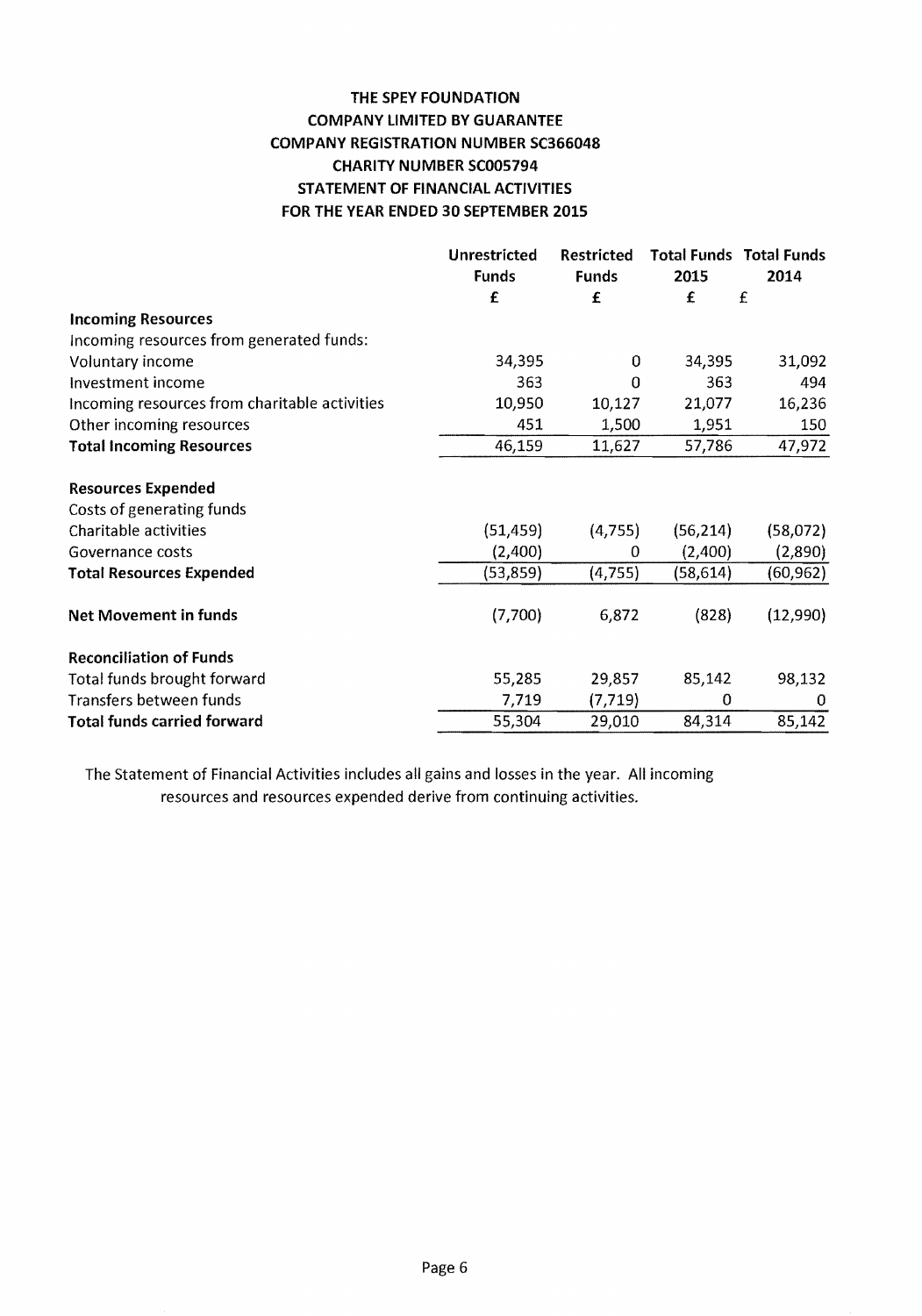# THE SPEY FOUNDATION

## COMPANY LIMITED BY GUARANTEE

## COMPANY REGISTRATION NUMBER SC366048

## CHARITY NUMBER SC005794

## STATEMENT OF FINANCIAL ACTIVITIES

## FOR THE YEAR ENDED 30 SEPTEMBER 2015

| | Unrestricted Funds | Restricted Funds | Total Funds 2015 | Total Funds 2014 |
|---|---|---|---|---|
| | £ | £ | £ | £ |
| **Incoming Resources** | | | | |
| Incoming resources from generated funds: | | | | |
| Voluntary income | 34,395 | 0 | 34,395 | 31,092 |
| Investment income | 363 | 0 | 363 | 494 |
| Incoming resources from charitable activities | 10,950 | 10,127 | 21,077 | 16,236 |
| Other incoming resources | 451 | 1,500 | 1,951 | 150 |
| **Total Incoming Resources** | 46,159 | 11,627 | 57,786 | 47,972 |
| | | | | |
| **Resources Expended** | | | | |
| Costs of generating funds | | | | |
| Charitable activities | (51,459) | (4,755) | (56,214) | (58,072) |
| Governance costs | (2,400) | 0 | (2,400) | (2,890) |
| **Total Resources Expended** | (53,859) | (4,755) | (58,614) | (60,962) |
| | | | | |
| **Net Movement in funds** | (7,700) | 6,872 | (828) | (12,990) |
| | | | | |
| **Reconciliation of Funds** | | | | |
| Total funds brought forward | 55,285 | 29,857 | 85,142 | 98,132 |
| Transfers between funds | 7,719 | (7,719) | 0 | 0 |
| **Total funds carried forward** | 55,304 | 29,010 | 84,314 | 85,142 |

The Statement of Financial Activities includes all gains and losses in the year. All incoming resources and resources expended derive from continuing activities.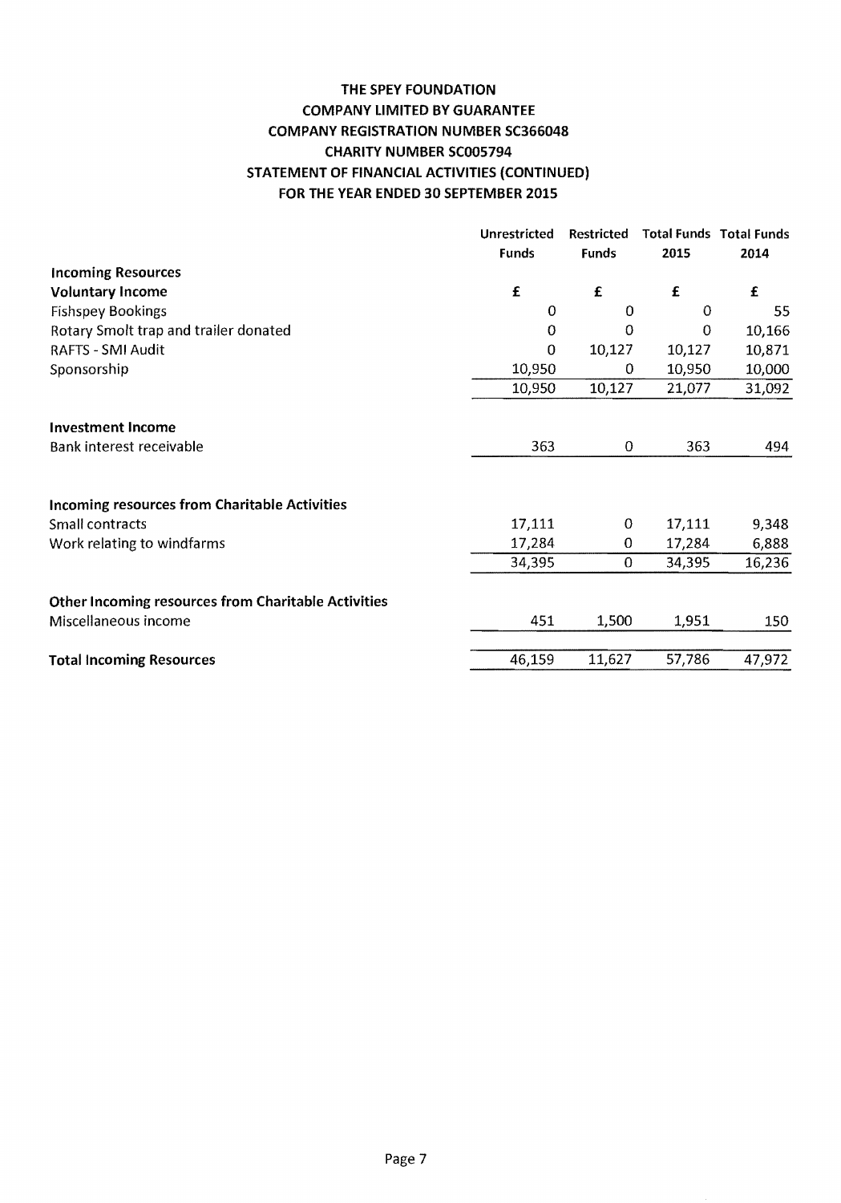# THE SPEY FOUNDATION
## COMPANY LIMITED BY GUARANTEE
## COMPANY REGISTRATION NUMBER SC366048
## CHARITY NUMBER SC005794
## STATEMENT OF FINANCIAL ACTIVITIES (CONTINUED)
## FOR THE YEAR ENDED 30 SEPTEMBER 2015

| | Unrestricted Funds | Restricted Funds | Total Funds 2015 | Total Funds 2014 |
|---|---|---|---|---|
| **Incoming Resources** | | | | |
| **Voluntary Income** | £ | £ | £ | £ |
| Fishspey Bookings | 0 | 0 | 0 | 55 |
| Rotary Smolt trap and trailer donated | 0 | 0 | 0 | 10,166 |
| RAFTS - SMI Audit | 0 | 10,127 | 10,127 | 10,871 |
| Sponsorship | 10,950 | 0 | 10,950 | 10,000 |
| | 10,950 | 10,127 | 21,077 | 31,092 |
| **Investment Income** | | | | |
| Bank interest receivable | 363 | 0 | 363 | 494 |
| **Incoming resources from Charitable Activities** | | | | |
| Small contracts | 17,111 | 0 | 17,111 | 9,348 |
| Work relating to windfarms | 17,284 | 0 | 17,284 | 6,888 |
| | 34,395 | 0 | 34,395 | 16,236 |
| **Other Incoming resources from Charitable Activities** | | | | |
| Miscellaneous income | 451 | 1,500 | 1,951 | 150 |
| **Total Incoming Resources** | 46,159 | 11,627 | 57,786 | 47,972 |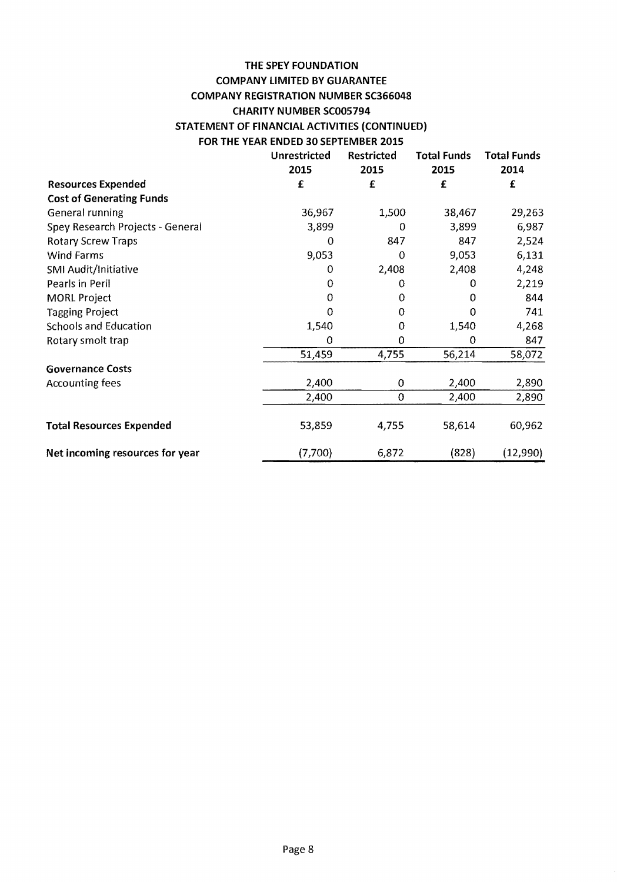# THE SPEY FOUNDATION

## COMPANY LIMITED BY GUARANTEE

## COMPANY REGISTRATION NUMBER SC366048

## CHARITY NUMBER SC005794

## STATEMENT OF FINANCIAL ACTIVITIES (CONTINUED)

## FOR THE YEAR ENDED 30 SEPTEMBER 2015

| | Unrestricted 2015 | Restricted 2015 | Total Funds 2015 | Total Funds 2014 |
|---|---|---|---|---|
| **Resources Expended** | **£** | **£** | **£** | **£** |
| **Cost of Generating Funds** | | | | |
| General running | 36,967 | 1,500 | 38,467 | 29,263 |
| Spey Research Projects - General | 3,899 | 0 | 3,899 | 6,987 |
| Rotary Screw Traps | 0 | 847 | 847 | 2,524 |
| Wind Farms | 9,053 | 0 | 9,053 | 6,131 |
| SMI Audit/Initiative | 0 | 2,408 | 2,408 | 4,248 |
| Pearls in Peril | 0 | 0 | 0 | 2,219 |
| MORL Project | 0 | 0 | 0 | 844 |
| Tagging Project | 0 | 0 | 0 | 741 |
| Schools and Education | 1,540 | 0 | 1,540 | 4,268 |
| Rotary smolt trap | 0 | 0 | 0 | 847 |
| | 51,459 | 4,755 | 56,214 | 58,072 |
| **Governance Costs** | | | | |
| Accounting fees | 2,400 | 0 | 2,400 | 2,890 |
| | 2,400 | 0 | 2,400 | 2,890 |
| **Total Resources Expended** | 53,859 | 4,755 | 58,614 | 60,962 |
| **Net incoming resources for year** | (7,700) | 6,872 | (828) | (12,990) |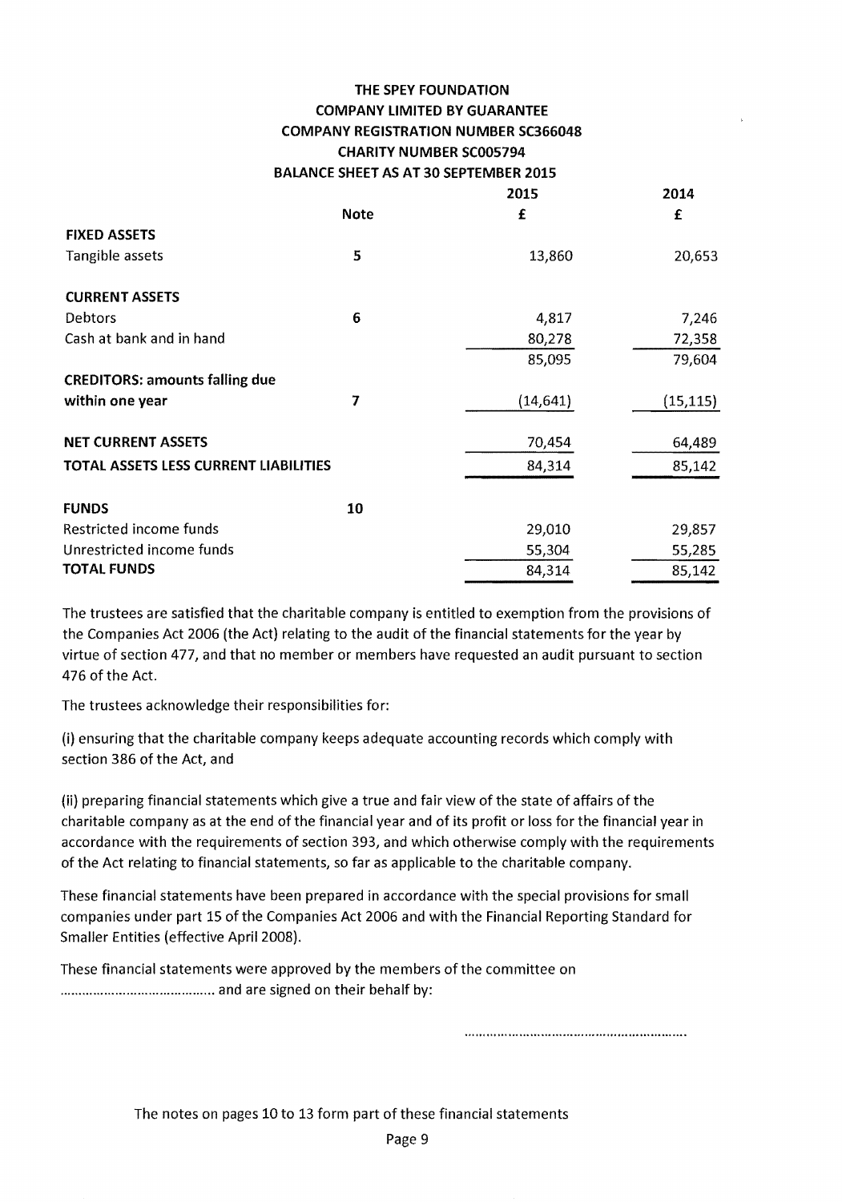# THE SPEY FOUNDATION

## COMPANY LIMITED BY GUARANTEE

## COMPANY REGISTRATION NUMBER SC366048

## CHARITY NUMBER SC005794

## BALANCE SHEET AS AT 30 SEPTEMBER 2015

| | Note | 2015 | 2014 |
|---|---|---|---|
| | | £ | £ |
| **FIXED ASSETS** | | | |
| Tangible assets | 5 | 13,860 | 20,653 |
| **CURRENT ASSETS** | | | |
| Debtors | 6 | 4,817 | 7,246 |
| Cash at bank and in hand | | 80,278 | 72,358 |
| | | 85,095 | 79,604 |
| **CREDITORS: amounts falling due within one year** | 7 | (14,641) | (15,115) |
| **NET CURRENT ASSETS** | | 70,454 | 64,489 |
| **TOTAL ASSETS LESS CURRENT LIABILITIES** | | 84,314 | 85,142 |
| **FUNDS** | 10 | | |
| Restricted income funds | | 29,010 | 29,857 |
| Unrestricted income funds | | 55,304 | 55,285 |
| **TOTAL FUNDS** | | 84,314 | 85,142 |

The trustees are satisfied that the charitable company is entitled to exemption from the provisions of the Companies Act 2006 (the Act) relating to the audit of the financial statements for the year by virtue of section 477, and that no member or members have requested an audit pursuant to section 476 of the Act.

The trustees acknowledge their responsibilities for:

(i) ensuring that the charitable company keeps adequate accounting records which comply with section 386 of the Act, and

(ii) preparing financial statements which give a true and fair view of the state of affairs of the charitable company as at the end of the financial year and of its profit or loss for the financial year in accordance with the requirements of section 393, and which otherwise comply with the requirements of the Act relating to financial statements, so far as applicable to the charitable company.

These financial statements have been prepared in accordance with the special provisions for small companies under part 15 of the Companies Act 2006 and with the Financial Reporting Standard for Smaller Entities (effective April 2008).

These financial statements were approved by the members of the committee on .......................................... and are signed on their behalf by:

............................................................

The notes on pages 10 to 13 form part of these financial statements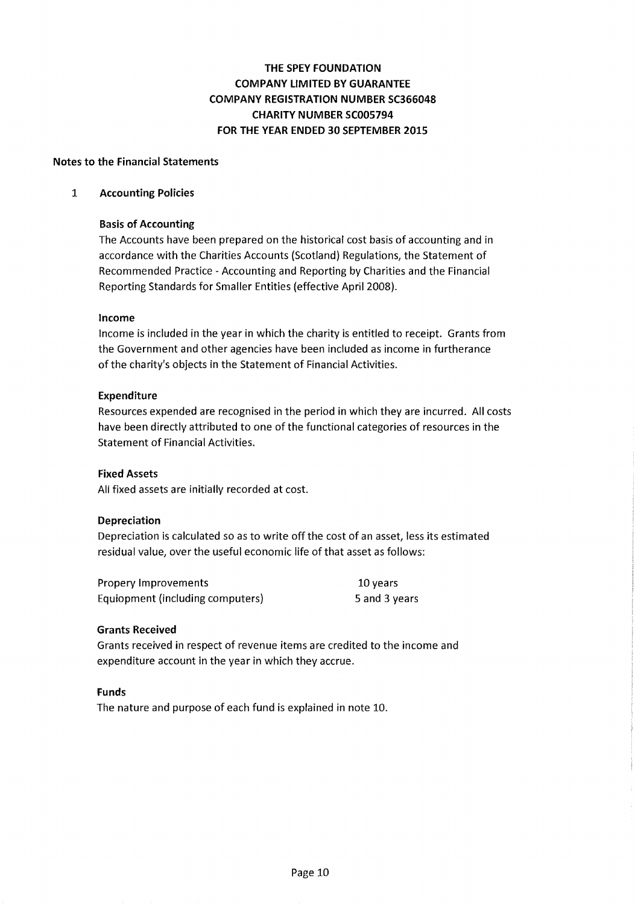# THE SPEY FOUNDATION
# COMPANY LIMITED BY GUARANTEE
# COMPANY REGISTRATION NUMBER SC366048
# CHARITY NUMBER SC005794
# FOR THE YEAR ENDED 30 SEPTEMBER 2015

## Notes to the Financial Statements

### 1 Accounting Policies

**Basis of Accounting**

The Accounts have been prepared on the historical cost basis of accounting and in accordance with the Charities Accounts (Scotland) Regulations, the Statement of Recommended Practice - Accounting and Reporting by Charities and the Financial Reporting Standards for Smaller Entities (effective April 2008).

**Income**

Income is included in the year in which the charity is entitled to receipt. Grants from the Government and other agencies have been included as income in furtherance of the charity's objects in the Statement of Financial Activities.

**Expenditure**

Resources expended are recognised in the period in which they are incurred. All costs have been directly attributed to one of the functional categories of resources in the Statement of Financial Activities.

**Fixed Assets**

All fixed assets are initially recorded at cost.

**Depreciation**

Depreciation is calculated so as to write off the cost of an asset, less its estimated residual value, over the useful economic life of that asset as follows:

| | |
|---|---|
| Propery Improvements | 10 years |
| Equiopment (including computers) | 5 and 3 years |

**Grants Received**

Grants received in respect of revenue items are credited to the income and expenditure account in the year in which they accrue.

**Funds**

The nature and purpose of each fund is explained in note 10.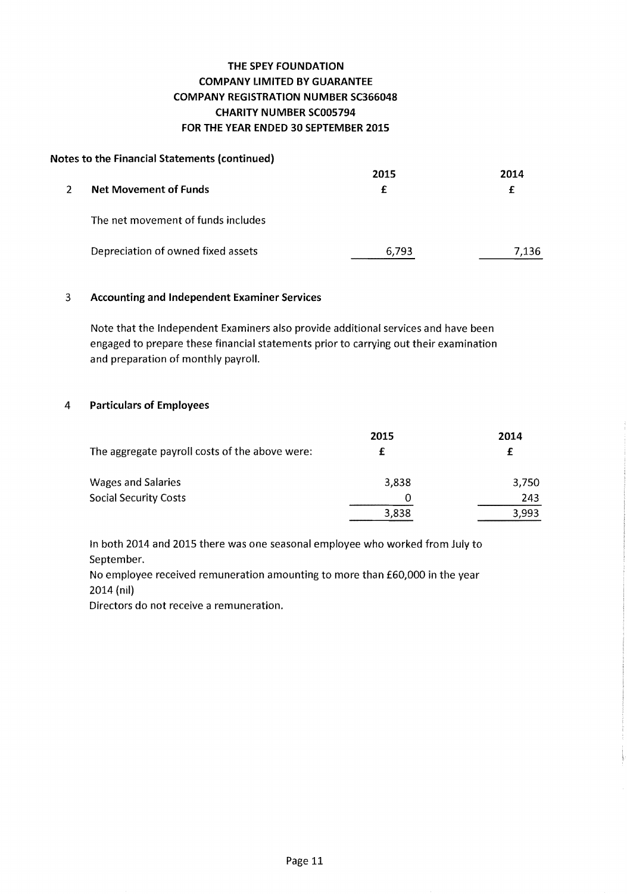**THE SPEY FOUNDATION**
**COMPANY LIMITED BY GUARANTEE**
**COMPANY REGISTRATION NUMBER SC366048**
**CHARITY NUMBER SC005794**
**FOR THE YEAR ENDED 30 SEPTEMBER 2015**

**Notes to the Financial Statements (continued)**

## 2 Net Movement of Funds

| | 2015 | 2014 |
|---|---|---|
| | £ | £ |
| The net movement of funds includes | | |
| Depreciation of owned fixed assets | 6,793 | 7,136 |

## 3 Accounting and Independent Examiner Services

Note that the Independent Examiners also provide additional services and have been engaged to prepare these financial statements prior to carrying out their examination and preparation of monthly payroll.

## 4 Particulars of Employees

| | 2015 | 2014 |
|---|---|---|
| The aggregate payroll costs of the above were: | £ | £ |
| Wages and Salaries | 3,838 | 3,750 |
| Social Security Costs | 0 | 243 |
| | 3,838 | 3,993 |

In both 2014 and 2015 there was one seasonal employee who worked from July to September.

No employee received remuneration amounting to more than £60,000 in the year 2014 (nil)

Directors do not receive a remuneration.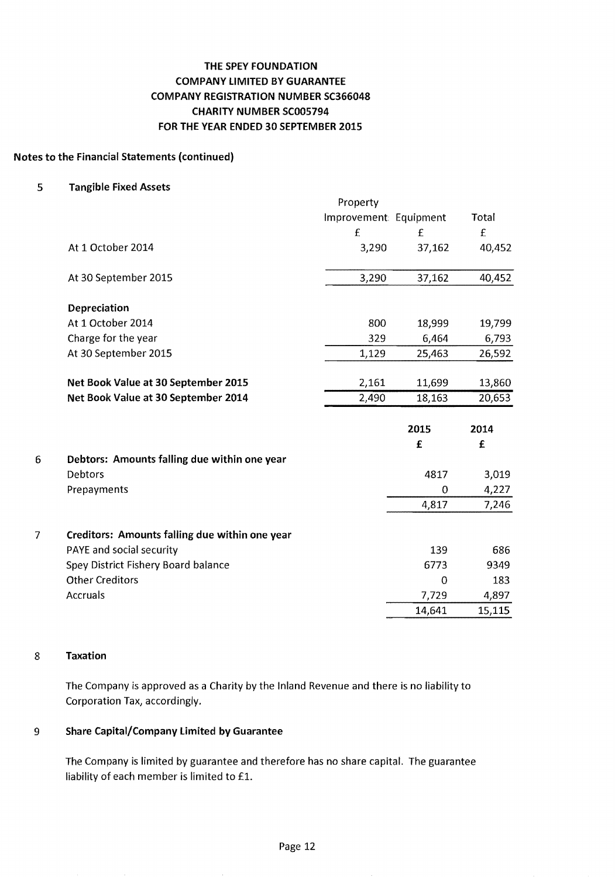**THE SPEY FOUNDATION**
**COMPANY LIMITED BY GUARANTEE**
**COMPANY REGISTRATION NUMBER SC366048**
**CHARITY NUMBER SC005794**
**FOR THE YEAR ENDED 30 SEPTEMBER 2015**

**Notes to the Financial Statements (continued)**

**5 Tangible Fixed Assets**

| | Property Improvement | Equipment | Total |
|---|---|---|---|
| | £ | £ | £ |
| At 1 October 2014 | 3,290 | 37,162 | 40,452 |
| At 30 September 2015 | 3,290 | 37,162 | 40,452 |
| **Depreciation** | | | |
| At 1 October 2014 | 800 | 18,999 | 19,799 |
| Charge for the year | 329 | 6,464 | 6,793 |
| At 30 September 2015 | 1,129 | 25,463 | 26,592 |
| **Net Book Value at 30 September 2015** | 2,161 | 11,699 | 13,860 |
| **Net Book Value at 30 September 2014** | 2,490 | 18,163 | 20,653 |

| | | 2015 | 2014 |
|---|---|---|---|
| | | £ | £ |
| 6 | **Debtors: Amounts falling due within one year** | | |
| | Debtors | 4817 | 3,019 |
| | Prepayments | 0 | 4,227 |
| | | 4,817 | 7,246 |
| 7 | **Creditors: Amounts falling due within one year** | | |
| | PAYE and social security | 139 | 686 |
| | Spey District Fishery Board balance | 6773 | 9349 |
| | Other Creditors | 0 | 183 |
| | Accruals | 7,729 | 4,897 |
| | | 14,641 | 15,115 |

**8 Taxation**

The Company is approved as a Charity by the Inland Revenue and there is no liability to Corporation Tax, accordingly.

**9 Share Capital/Company Limited by Guarantee**

The Company is limited by guarantee and therefore has no share capital. The guarantee liability of each member is limited to £1.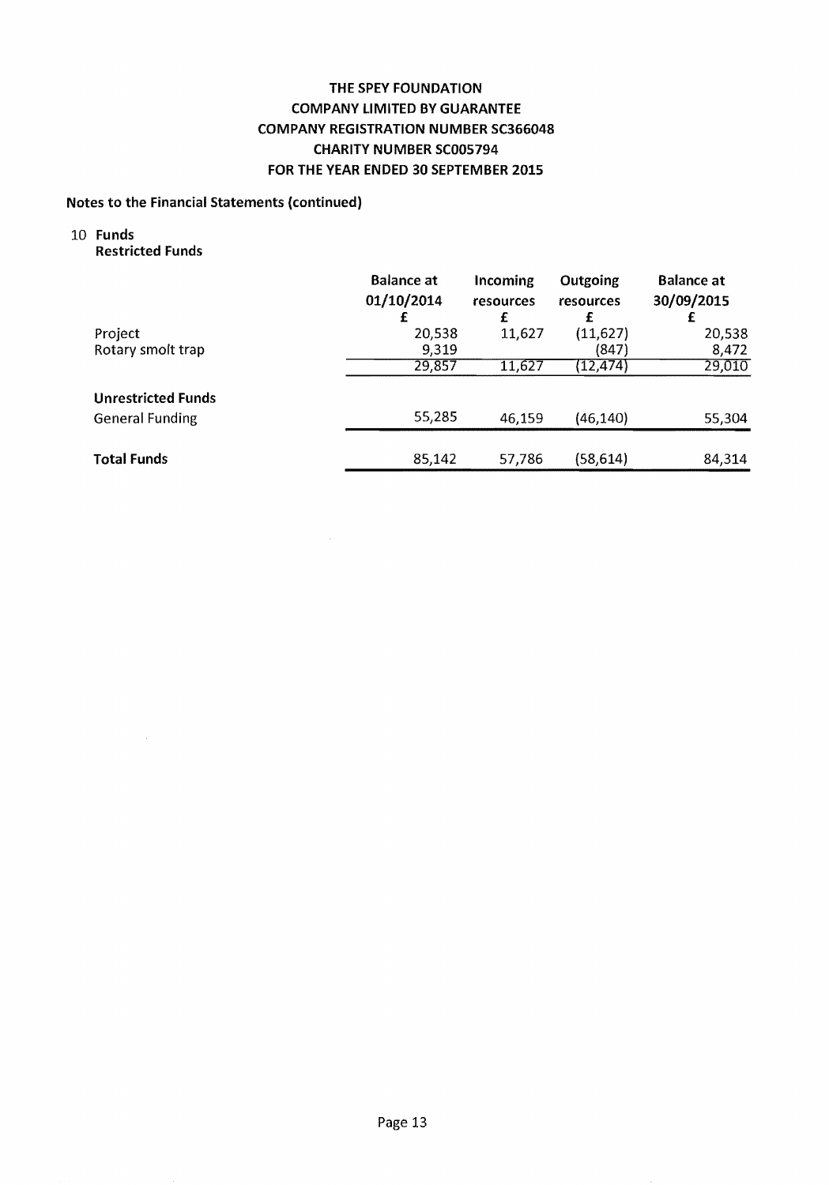# THE SPEY FOUNDATION
## COMPANY LIMITED BY GUARANTEE
## COMPANY REGISTRATION NUMBER SC366048
## CHARITY NUMBER SC005794
## FOR THE YEAR ENDED 30 SEPTEMBER 2015

**Notes to the Financial Statements (continued)**

10 **Funds**

**Restricted Funds**

| | Balance at 01/10/2014 £ | Incoming resources £ | Outgoing resources £ | Balance at 30/09/2015 £ |
|---|---|---|---|---|
| Project | 20,538 | 11,627 | (11,627) | 20,538 |
| Rotary smolt trap | 9,319 | | (847) | 8,472 |
| | 29,857 | 11,627 | (12,474) | 29,010 |
| **Unrestricted Funds** | | | | |
| General Funding | 55,285 | 46,159 | (46,140) | 55,304 |
| **Total Funds** | 85,142 | 57,786 | (58,614) | 84,314 |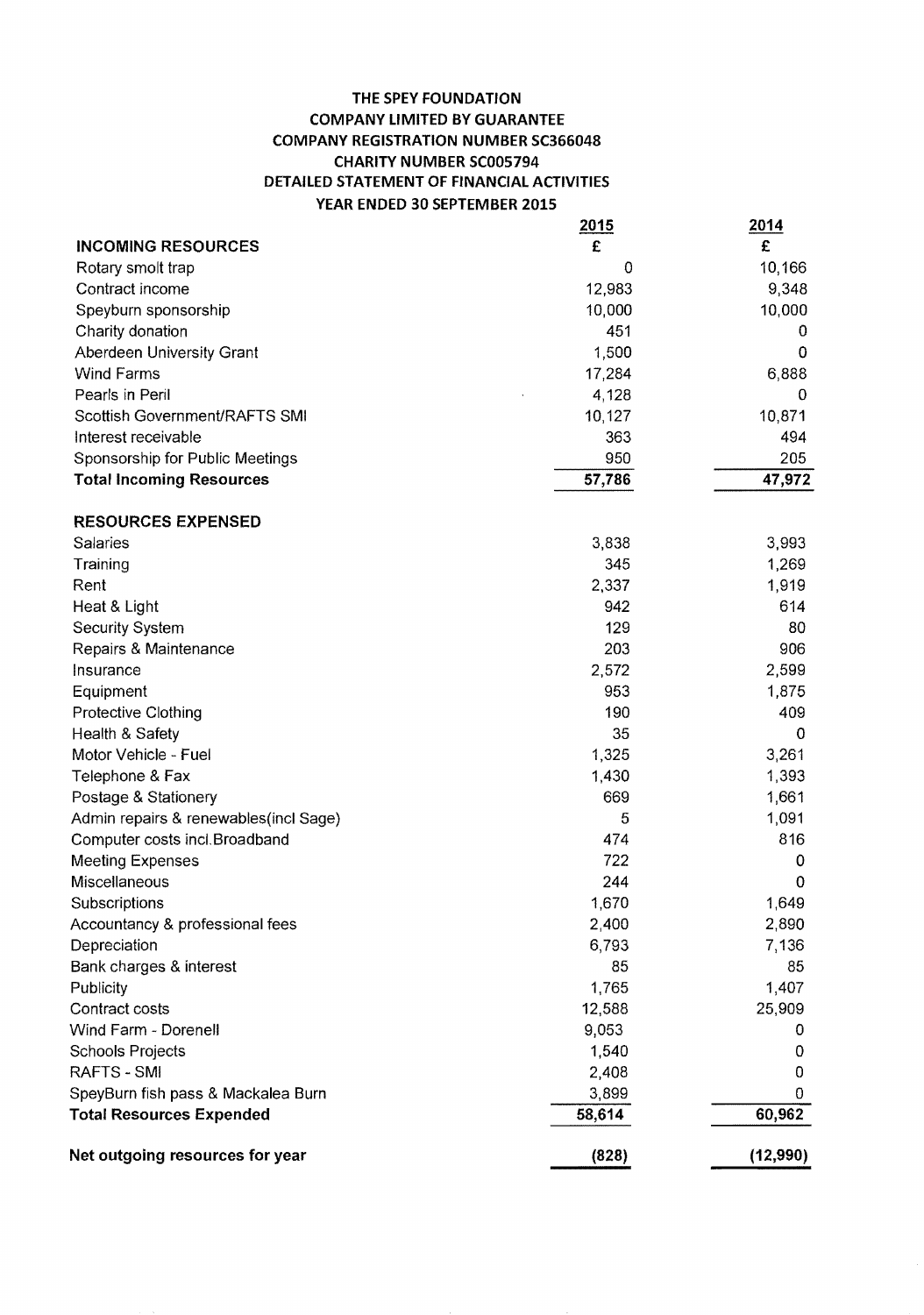**THE SPEY FOUNDATION**
**COMPANY LIMITED BY GUARANTEE**
**COMPANY REGISTRATION NUMBER SC366048**
**CHARITY NUMBER SC005794**
**DETAILED STATEMENT OF FINANCIAL ACTIVITIES**
**YEAR ENDED 30 SEPTEMBER 2015**

| | 2015 | 2014 |
|---|---|---|
| | £ | £ |
| **INCOMING RESOURCES** | | |
| Rotary smolt trap | 0 | 10,166 |
| Contract income | 12,983 | 9,348 |
| Speyburn sponsorship | 10,000 | 10,000 |
| Charity donation | 451 | 0 |
| Aberdeen University Grant | 1,500 | 0 |
| Wind Farms | 17,284 | 6,888 |
| Pearls in Peril | 4,128 | 0 |
| Scottish Government/RAFTS SMI | 10,127 | 10,871 |
| Interest receivable | 363 | 494 |
| Sponsorship for Public Meetings | 950 | 205 |
| **Total Incoming Resources** | **57,786** | **47,972** |
| | | |
| **RESOURCES EXPENSED** | | |
| Salaries | 3,838 | 3,993 |
| Training | 345 | 1,269 |
| Rent | 2,337 | 1,919 |
| Heat & Light | 942 | 614 |
| Security System | 129 | 80 |
| Repairs & Maintenance | 203 | 906 |
| Insurance | 2,572 | 2,599 |
| Equipment | 953 | 1,875 |
| Protective Clothing | 190 | 409 |
| Health & Safety | 35 | 0 |
| Motor Vehicle - Fuel | 1,325 | 3,261 |
| Telephone & Fax | 1,430 | 1,393 |
| Postage & Stationery | 669 | 1,661 |
| Admin repairs & renewables(incl Sage) | 5 | 1,091 |
| Computer costs incl.Broadband | 474 | 816 |
| Meeting Expenses | 722 | 0 |
| Miscellaneous | 244 | 0 |
| Subscriptions | 1,670 | 1,649 |
| Accountancy & professional fees | 2,400 | 2,890 |
| Depreciation | 6,793 | 7,136 |
| Bank charges & interest | 85 | 85 |
| Publicity | 1,765 | 1,407 |
| Contract costs | 12,588 | 25,909 |
| Wind Farm - Dorenell | 9,053 | 0 |
| Schools Projects | 1,540 | 0 |
| RAFTS - SMI | 2,408 | 0 |
| SpeyBurn fish pass & Mackalea Burn | 3,899 | 0 |
| **Total Resources Expended** | **58,614** | **60,962** |
| | | |
| **Net outgoing resources for year** | **(828)** | **(12,990)** |